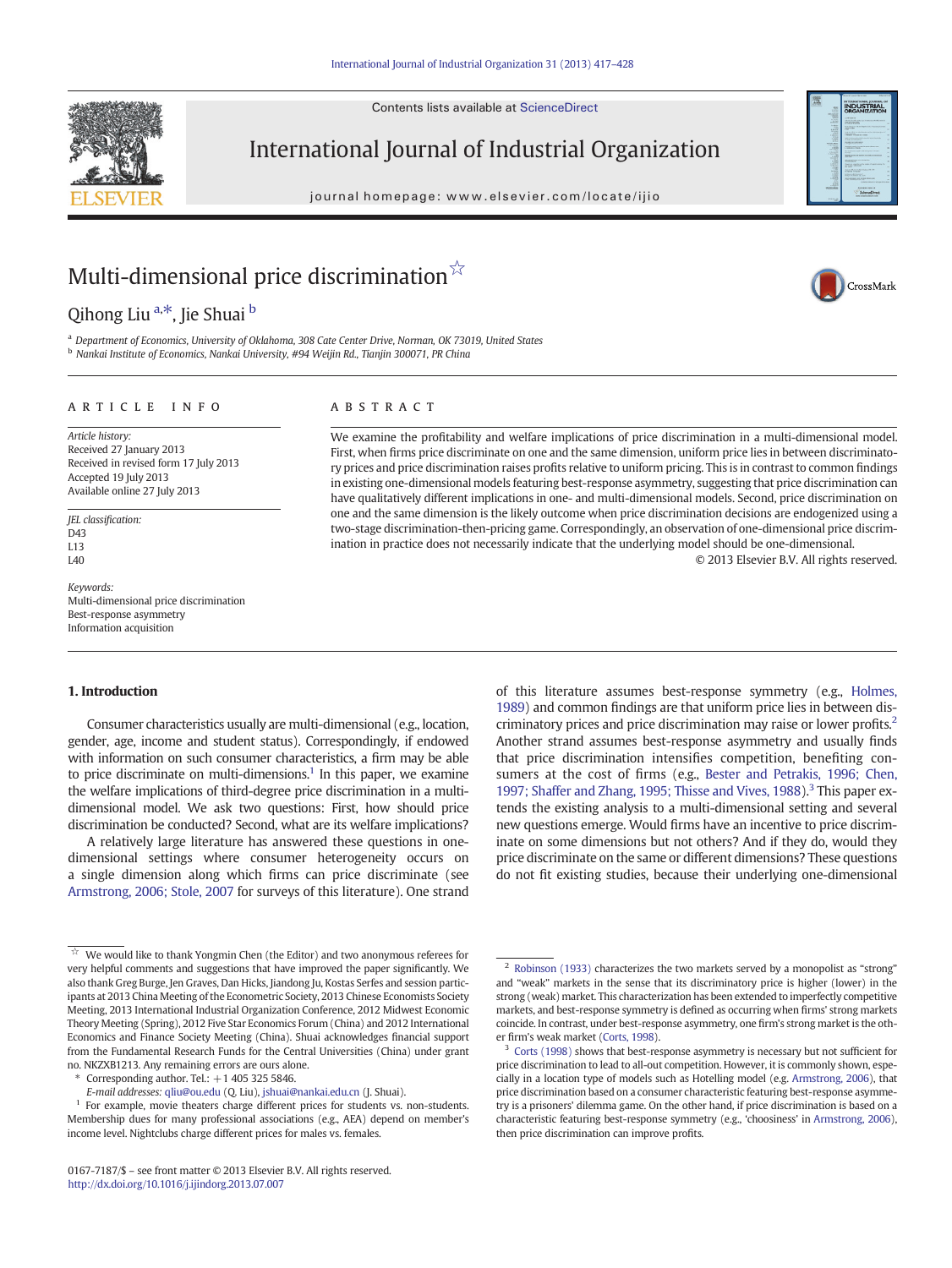# Multi-dimensional price discrimination ☆

Qihong Liu [a,*], Jie Shuai [b]

[a] Department of Economics, University of Oklahoma, 308 Cate Center Drive, Norman, OK 73019, United States
[b] Nankai Institute of Economics, Nankai University, #94 Weijin Rd., Tianjin 300071, PR China

## ARTICLE INFO

*Article history:*
Received 27 January 2013
Received in revised form 17 July 2013
Accepted 19 July 2013
Available online 27 July 2013

*JEL classification:*
D43
L13
L40

*Keywords:*
Multi-dimensional price discrimination
Best-response asymmetry
Information acquisition

## ABSTRACT

We examine the profitability and welfare implications of price discrimination in a multi-dimensional model. First, when firms price discriminate on one and the same dimension, uniform price lies in between discriminatory prices and price discrimination raises profits relative to uniform pricing. This is in contrast to common findings in existing one-dimensional models featuring best-response asymmetry, suggesting that price discrimination can have qualitatively different implications in one- and multi-dimensional models. Second, price discrimination on one and the same dimension is the likely outcome when price discrimination decisions are endogenized using a two-stage discrimination-then-pricing game. Correspondingly, an observation of one-dimensional price discrimination in practice does not necessarily indicate that the underlying model should be one-dimensional.

© 2013 Elsevier B.V. All rights reserved.

## 1. Introduction

Consumer characteristics usually are multi-dimensional (e.g., location, gender, age, income and student status). Correspondingly, if endowed with information on such consumer characteristics, a firm may be able to price discriminate on multi-dimensions.[1] In this paper, we examine the welfare implications of third-degree price discrimination in a multi-dimensional model. We ask two questions: First, how should price discrimination be conducted? Second, what are its welfare implications?

A relatively large literature has answered these questions in one-dimensional settings where consumer heterogeneity occurs on a single dimension along which firms can price discriminate (see Armstrong, 2006; Stole, 2007 for surveys of this literature). One strand of this literature assumes best-response symmetry (e.g., Holmes, 1989) and common findings are that uniform price lies in between discriminatory prices and price discrimination may raise or lower profits.[2] Another strand assumes best-response asymmetry and usually finds that price discrimination intensifies competition, benefiting consumers at the cost of firms (e.g., Bester and Petrakis, 1996; Chen, 1997; Shaffer and Zhang, 1995; Thisse and Vives, 1988).[3] This paper extends the existing analysis to a multi-dimensional setting and several new questions emerge. Would firms have an incentive to price discriminate on some dimensions but not others? And if they do, would they price discriminate on the same or different dimensions? These questions do not fit existing studies, because their underlying one-dimensional

---

☆ We would like to thank Yongmin Chen (the Editor) and two anonymous referees for very helpful comments and suggestions that have improved the paper significantly. We also thank Greg Burge, Jen Graves, Dan Hicks, Jiandong Ju, Kostas Serfes and session participants at 2013 China Meeting of the Econometric Society, 2013 Chinese Economists Society Meeting, 2013 International Industrial Organization Conference, 2012 Midwest Economic Theory Meeting (Spring), 2012 Five Star Economics Forum (China) and 2012 International Economics and Finance Society Meeting (China). Shuai acknowledges financial support from the Fundamental Research Funds for the Central Universities (China) under grant no. NKZXB1213. Any remaining errors are ours alone.

\* Corresponding author. Tel.: +1 405 325 5846.
*E-mail addresses:* qliu@ou.edu (Q. Liu), jshuai@nankai.edu.cn (J. Shuai).

[1] For example, movie theaters charge different prices for students vs. non-students. Membership dues for many professional associations (e.g., AEA) depend on member's income level. Nightclubs charge different prices for males vs. females.

[2] Robinson (1933) characterizes the two markets served by a monopolist as "strong" and "weak" markets in the sense that its discriminatory price is higher (lower) in the strong (weak) market. This characterization has been extended to imperfectly competitive markets, and best-response symmetry is defined as occurring when firms' strong markets coincide. In contrast, under best-response asymmetry, one firm's strong market is the other firm's weak market (Corts, 1998).

[3] Corts (1998) shows that best-response asymmetry is necessary but not sufficient for price discrimination to lead to all-out competition. However, it is commonly shown, especially in a location type of models such as Hotelling model (e.g. Armstrong, 2006), that price discrimination based on a consumer characteristic featuring best-response asymmetry is a prisoners' dilemma game. On the other hand, if price discrimination is based on a characteristic featuring best-response symmetry (e.g., 'choosiness' in Armstrong, 2006), then price discrimination can improve profits.

0167-7187/$ – see front matter © 2013 Elsevier B.V. All rights reserved.
http://dx.doi.org/10.1016/j.ijindorg.2013.07.007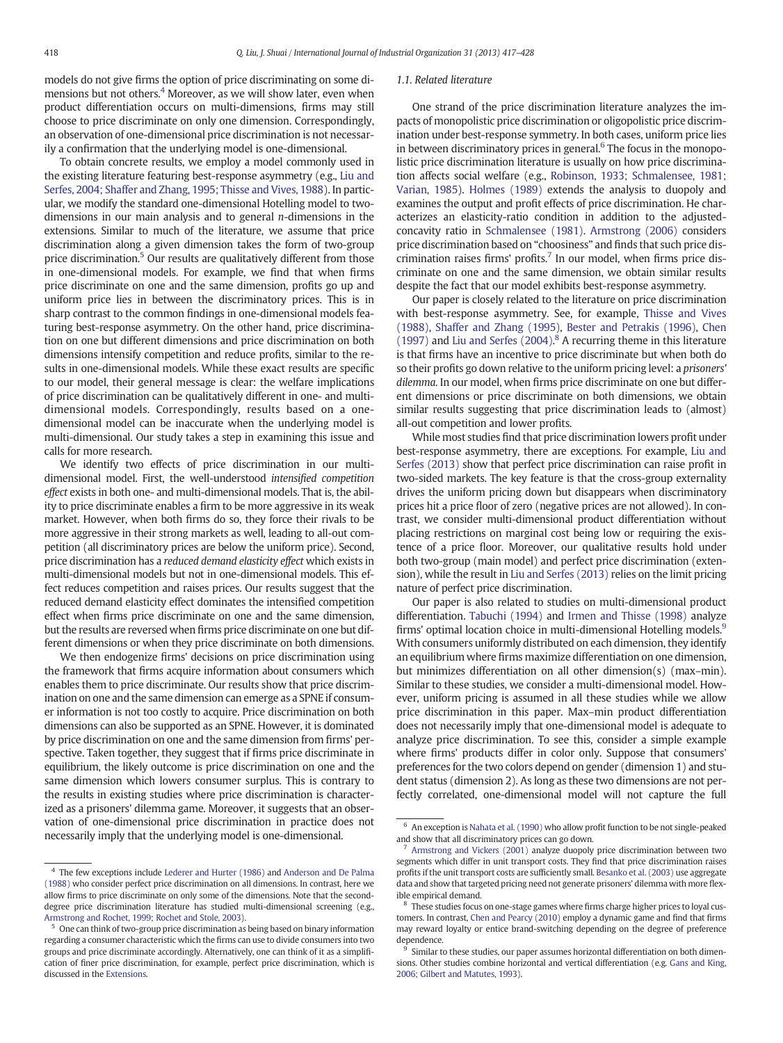models do not give firms the option of price discriminating on some dimensions but not others.[4] Moreover, as we will show later, even when product differentiation occurs on multi-dimensions, firms may still choose to price discriminate on only one dimension. Correspondingly, an observation of one-dimensional price discrimination is not necessarily a confirmation that the underlying model is one-dimensional.

To obtain concrete results, we employ a model commonly used in the existing literature featuring best-response asymmetry (e.g., Liu and Serfes, 2004; Shaffer and Zhang, 1995; Thisse and Vives, 1988). In particular, we modify the standard one-dimensional Hotelling model to two-dimensions in our main analysis and to general $n$-dimensions in the extensions. Similar to much of the literature, we assume that price discrimination along a given dimension takes the form of two-group price discrimination.[5] Our results are qualitatively different from those in one-dimensional models. For example, we find that when firms price discriminate on one and the same dimension, profits go up and uniform price lies in between the discriminatory prices. This is in sharp contrast to the common findings in one-dimensional models featuring best-response asymmetry. On the other hand, price discrimination on one but different dimensions and price discrimination on both dimensions intensify competition and reduce profits, similar to the results in one-dimensional models. While these exact results are specific to our model, their general message is clear: the welfare implications of price discrimination can be qualitatively different in one- and multi-dimensional models. Correspondingly, results based on a one-dimensional model can be inaccurate when the underlying model is multi-dimensional. Our study takes a step in examining this issue and calls for more research.

We identify two effects of price discrimination in our multi-dimensional model. First, the well-understood *intensified competition effect* exists in both one- and multi-dimensional models. That is, the ability to price discriminate enables a firm to be more aggressive in its weak market. However, when both firms do so, they force their rivals to be more aggressive in their strong markets as well, leading to all-out competition (all discriminatory prices are below the uniform price). Second, price discrimination has a *reduced demand elasticity effect* which exists in multi-dimensional models but not in one-dimensional models. This effect reduces competition and raises prices. Our results suggest that the reduced demand elasticity effect dominates the intensified competition effect when firms price discriminate on one and the same dimension, but the results are reversed when firms price discriminate on one but different dimensions or when they price discriminate on both dimensions.

We then endogenize firms' decisions on price discrimination using the framework that firms acquire information about consumers which enables them to price discriminate. Our results show that price discrimination on one and the same dimension can emerge as a SPNE if consumer information is not too costly to acquire. Price discrimination on both dimensions can also be supported as an SPNE. However, it is dominated by price discrimination on one and the same dimension from firms' perspective. Taken together, they suggest that if firms price discriminate in equilibrium, the likely outcome is price discrimination on one and the same dimension which lowers consumer surplus. This is contrary to the results in existing studies where price discrimination is characterized as a prisoners' dilemma game. Moreover, it suggests that an observation of one-dimensional price discrimination in practice does not necessarily imply that the underlying model is one-dimensional.

### 1.1. Related literature

One strand of the price discrimination literature analyzes the impacts of monopolistic price discrimination or oligopolistic price discrimination under best-response symmetry. In both cases, uniform price lies in between discriminatory prices in general.[6] The focus in the monopolistic price discrimination literature is usually on how price discrimination affects social welfare (e.g., Robinson, 1933; Schmalensee, 1981; Varian, 1985). Holmes (1989) extends the analysis to duopoly and examines the output and profit effects of price discrimination. He characterizes an elasticity-ratio condition in addition to the adjusted-concavity ratio in Schmalensee (1981). Armstrong (2006) considers price discrimination based on "choosiness" and finds that such price discrimination raises firms' profits.[7] In our model, when firms price discriminate on one and the same dimension, we obtain similar results despite the fact that our model exhibits best-response asymmetry.

Our paper is closely related to the literature on price discrimination with best-response asymmetry. See, for example, Thisse and Vives (1988), Shaffer and Zhang (1995), Bester and Petrakis (1996), Chen (1997) and Liu and Serfes (2004).[8] A recurring theme in this literature is that firms have an incentive to price discriminate but when both do so their profits go down relative to the uniform pricing level: a *prisoners' dilemma*. In our model, when firms price discriminate on one but different dimensions or price discriminate on both dimensions, we obtain similar results suggesting that price discrimination leads to (almost) all-out competition and lower profits.

While most studies find that price discrimination lowers profit under best-response asymmetry, there are exceptions. For example, Liu and Serfes (2013) show that perfect price discrimination can raise profit in two-sided markets. The key feature is that the cross-group externality drives the uniform pricing down but disappears when discriminatory prices hit a price floor of zero (negative prices are not allowed). In contrast, we consider multi-dimensional product differentiation without placing restrictions on marginal cost being low or requiring the existence of a price floor. Moreover, our qualitative results hold under both two-group (main model) and perfect price discrimination (extension), while the result in Liu and Serfes (2013) relies on the limit pricing nature of perfect price discrimination.

Our paper is also related to studies on multi-dimensional product differentiation. Tabuchi (1994) and Irmen and Thisse (1998) analyze firms' optimal location choice in multi-dimensional Hotelling models.[9] With consumers uniformly distributed on each dimension, they identify an equilibrium where firms maximize differentiation on one dimension, but minimizes differentiation on all other dimension(s) (max–min). Similar to these studies, we consider a multi-dimensional model. However, uniform pricing is assumed in all these studies while we allow price discrimination in this paper. Max–min product differentiation does not necessarily imply that one-dimensional model is adequate to analyze price discrimination. To see this, consider a simple example where firms' products differ in color only. Suppose that consumers' preferences for the two colors depend on gender (dimension 1) and student status (dimension 2). As long as these two dimensions are not perfectly correlated, one-dimensional model will not capture the full

---

[4] The few exceptions include Lederer and Hurter (1986) and Anderson and De Palma (1988) who consider perfect price discrimination on all dimensions. In contrast, here we allow firms to price discriminate on only some of the dimensions. Note that the second-degree price discrimination literature has studied multi-dimensional screening (e.g., Armstrong and Rochet, 1999; Rochet and Stole, 2003).

[5] One can think of two-group price discrimination as being based on binary information regarding a consumer characteristic which the firms can use to divide consumers into two groups and price discriminate accordingly. Alternatively, one can think of it as a simplification of finer price discrimination, for example, perfect price discrimination, which is discussed in the Extensions.

[6] An exception is Nahata et al. (1990) who allow profit function to be not single-peaked and show that all discriminatory prices can go down.

[7] Armstrong and Vickers (2001) analyze duopoly price discrimination between two consumer segments which differ in unit transport costs. They find that price discrimination raises profits if the unit transport costs are sufficiently small. Besanko et al. (2003) use aggregate data and show that targeted pricing need not generate prisoners' dilemma with more flexible empirical demand.

[8] These studies focus on one-stage games where firms charge higher prices to loyal customers. In contrast, Chen and Pearcy (2010) employ a dynamic game and find that firms may reward loyalty or entice brand-switching depending on the degree of preference dependence.

[9] Similar to these studies, our paper assumes horizontal differentiation on both dimensions. Other studies combine horizontal and vertical differentiation (e.g. Gans and King, 2006; Gilbert and Matutes, 1993).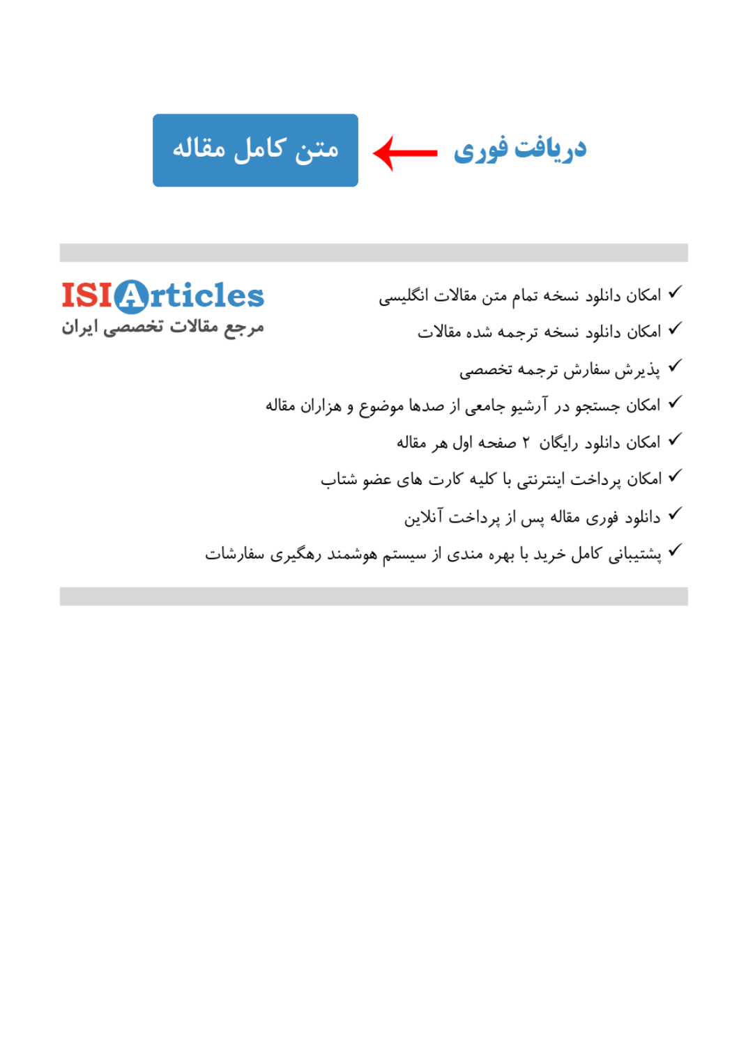متن کامل مقاله ← دریافت فوری

ISIArticles

مرجع مقالات تخصصی ایران

- ✓ امکان دانلود نسخه تمام متن مقالات انگلیسی
- ✓ امکان دانلود نسخه ترجمه شده مقالات
- ✓ پذیرش سفارش ترجمه تخصصی
- ✓ امکان جستجو در آرشیو جامعی از صدها موضوع و هزاران مقاله
- ✓ امکان دانلود رایگان ۲ صفحه اول هر مقاله
- ✓ امکان پرداخت اینترنتی با کلیه کارت های عضو شتاب
- ✓ دانلود فوری مقاله پس از پرداخت آنلاین
- ✓ پشتیبانی کامل خرید با بهره مندی از سیستم هوشمند رهگیری سفارشات